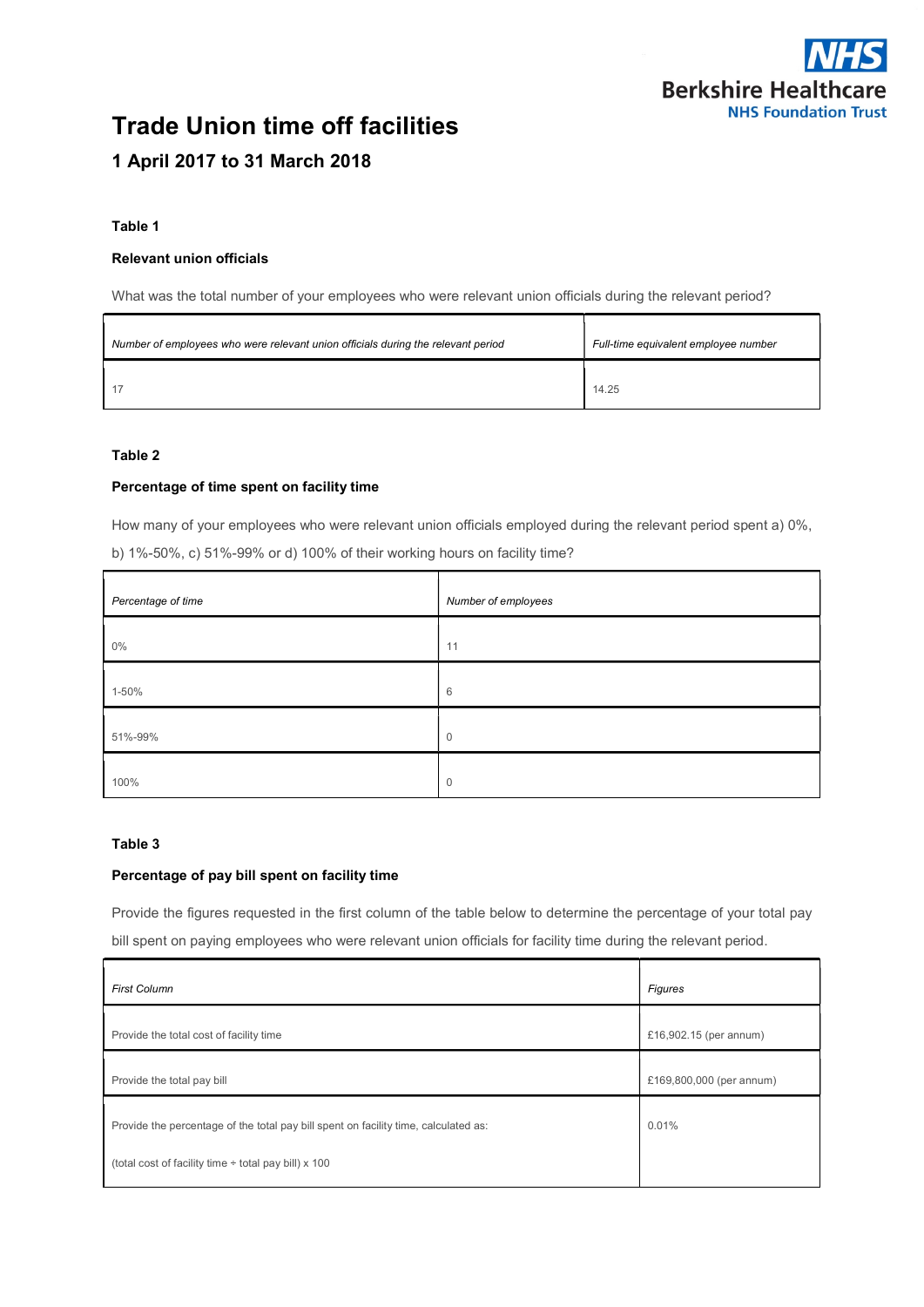# Trade Union time off facilities

## 1 April 2017 to 31 March 2018

**Table 1**

**Relevant union officials**

What was the total number of your employees who were relevant union officials during the relevant period?

| *Number of employees who were relevant union officials during the relevant period* | *Full-time equivalent employee number* |
|---|---|
| 17 | 14.25 |

**Table 2**

**Percentage of time spent on facility time**

How many of your employees who were relevant union officials employed during the relevant period spent a) 0%, b) 1%-50%, c) 51%-99% or d) 100% of their working hours on facility time?

| *Percentage of time* | *Number of employees* |
|---|---|
| 0% | 11 |
| 1-50% | 6 |
| 51%-99% | 0 |
| 100% | 0 |

**Table 3**

**Percentage of pay bill spent on facility time**

Provide the figures requested in the first column of the table below to determine the percentage of your total pay bill spent on paying employees who were relevant union officials for facility time during the relevant period.

| *First Column* | *Figures* |
|---|---|
| Provide the total cost of facility time | £16,902.15 (per annum) |
| Provide the total pay bill | £169,800,000 (per annum) |
| Provide the percentage of the total pay bill spent on facility time, calculated as: (total cost of facility time ÷ total pay bill) x 100 | 0.01% |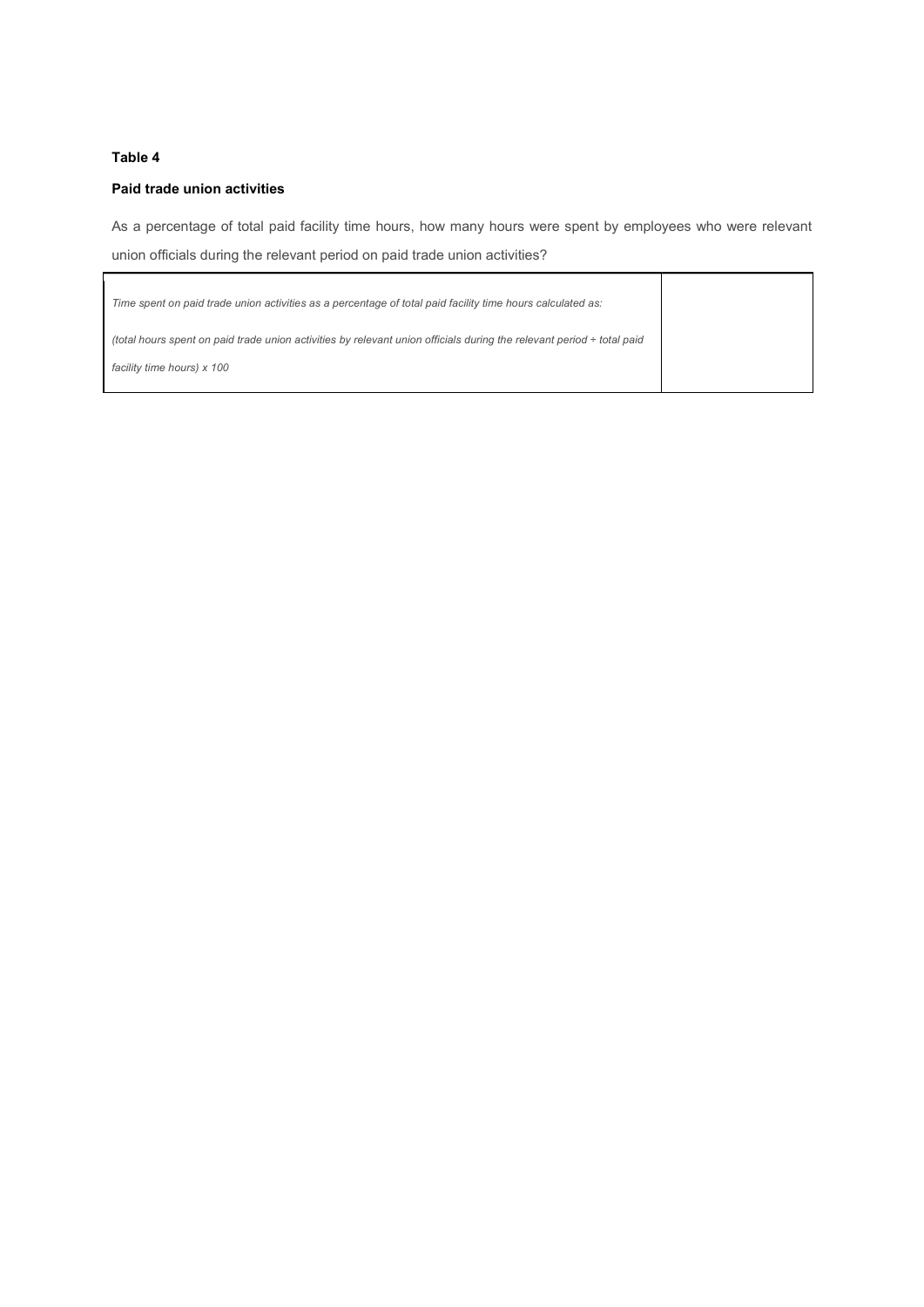**Table 4**

**Paid trade union activities**

As a percentage of total paid facility time hours, how many hours were spent by employees who were relevant union officials during the relevant period on paid trade union activities?

| | |
|---|---|
| *Time spent on paid trade union activities as a percentage of total paid facility time hours calculated as:*<br><br>*(total hours spent on paid trade union activities by relevant union officials during the relevant period ÷ total paid facility time hours) x 100* | |